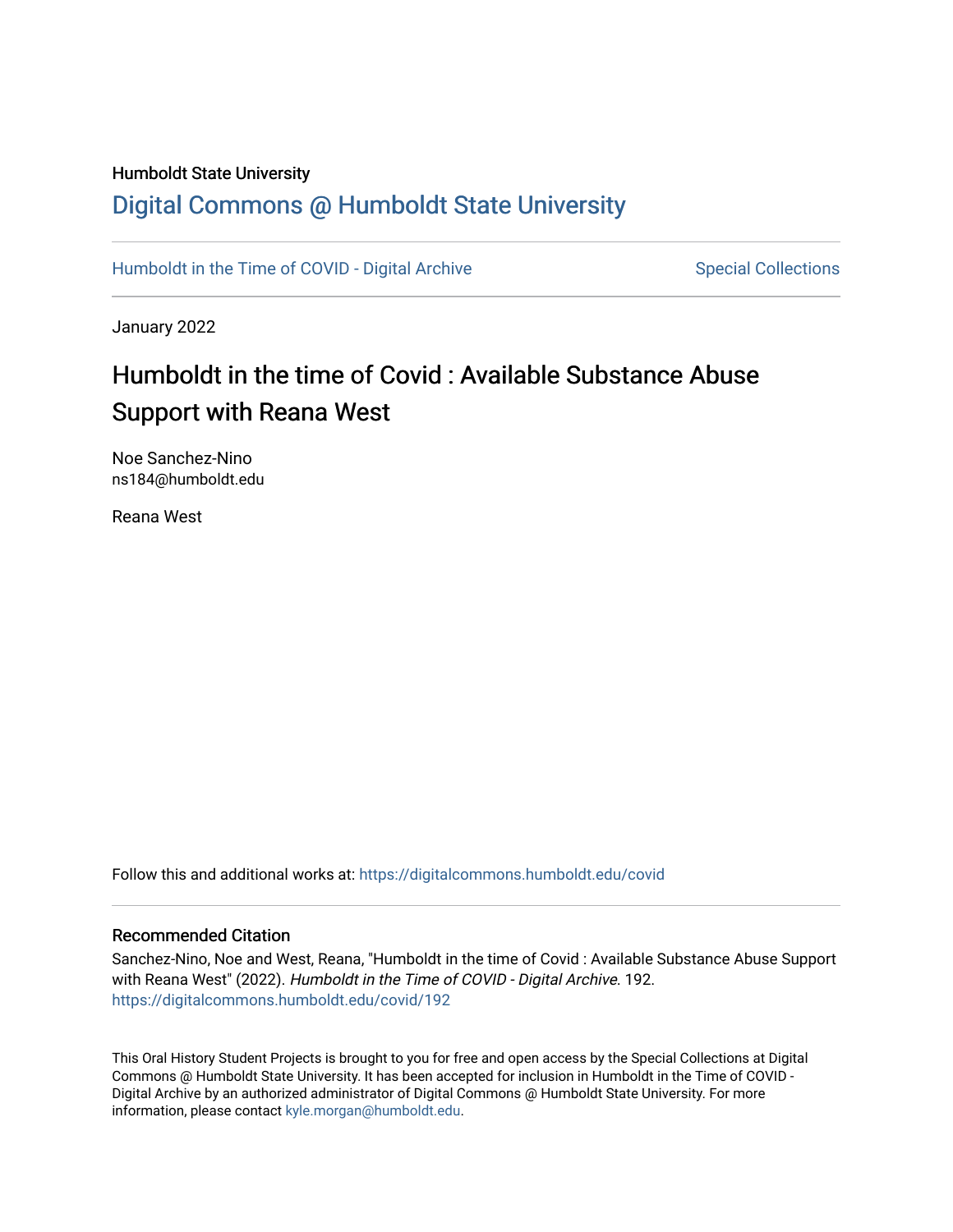Humboldt State University

# Digital Commons @ Humboldt State University

Humboldt in the Time of COVID - Digital Archive | Special Collections

January 2022

## Humboldt in the time of Covid : Available Substance Abuse Support with Reana West

Noe Sanchez-Nino
ns184@humboldt.edu

Reana West

Follow this and additional works at: https://digitalcommons.humboldt.edu/covid

### Recommended Citation

Sanchez-Nino, Noe and West, Reana, "Humboldt in the time of Covid : Available Substance Abuse Support with Reana West" (2022). *Humboldt in the Time of COVID - Digital Archive*. 192.
https://digitalcommons.humboldt.edu/covid/192

This Oral History Student Projects is brought to you for free and open access by the Special Collections at Digital Commons @ Humboldt State University. It has been accepted for inclusion in Humboldt in the Time of COVID - Digital Archive by an authorized administrator of Digital Commons @ Humboldt State University. For more information, please contact kyle.morgan@humboldt.edu.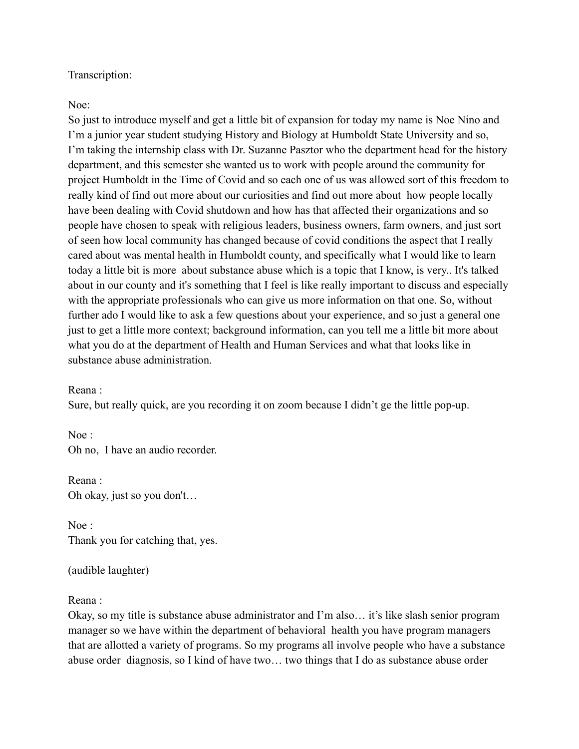Transcription:

Noe:
So just to introduce myself and get a little bit of expansion for today my name is Noe Nino and I'm a junior year student studying History and Biology at Humboldt State University and so, I'm taking the internship class with Dr. Suzanne Pasztor who the department head for the history department, and this semester she wanted us to work with people around the community for project Humboldt in the Time of Covid and so each one of us was allowed sort of this freedom to really kind of find out more about our curiosities and find out more about how people locally have been dealing with Covid shutdown and how has that affected their organizations and so people have chosen to speak with religious leaders, business owners, farm owners, and just sort of seen how local community has changed because of covid conditions the aspect that I really cared about was mental health in Humboldt county, and specifically what I would like to learn today a little bit is more about substance abuse which is a topic that I know, is very.. It's talked about in our county and it's something that I feel is like really important to discuss and especially with the appropriate professionals who can give us more information on that one. So, without further ado I would like to ask a few questions about your experience, and so just a general one just to get a little more context; background information, can you tell me a little bit more about what you do at the department of Health and Human Services and what that looks like in substance abuse administration.

Reana :
Sure, but really quick, are you recording it on zoom because I didn't ge the little pop-up.

Noe :
Oh no, I have an audio recorder.

Reana :
Oh okay, just so you don't…

Noe :
Thank you for catching that, yes.

(audible laughter)

Reana :
Okay, so my title is substance abuse administrator and I'm also… it's like slash senior program manager so we have within the department of behavioral health you have program managers that are allotted a variety of programs. So my programs all involve people who have a substance abuse order diagnosis, so I kind of have two… two things that I do as substance abuse order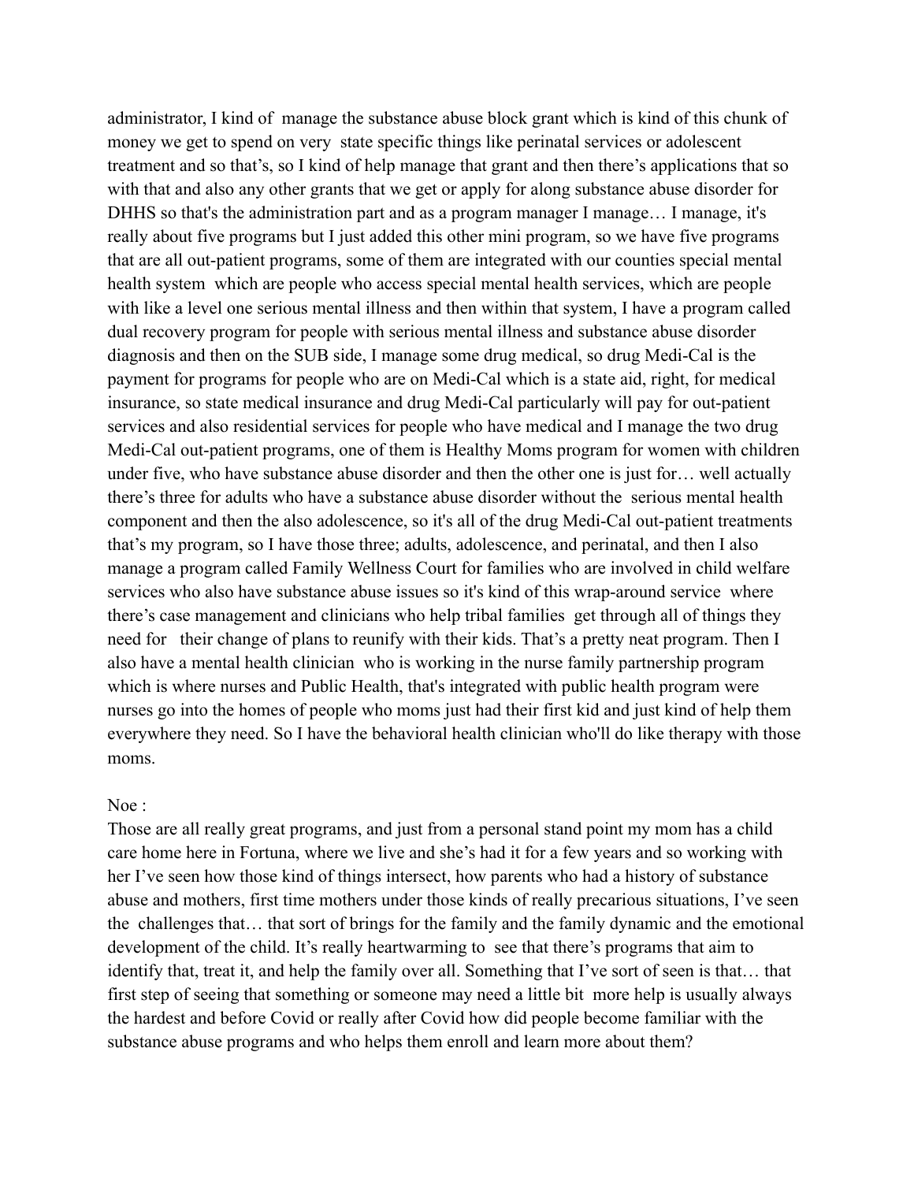administrator, I kind of manage the substance abuse block grant which is kind of this chunk of money we get to spend on very state specific things like perinatal services or adolescent treatment and so that's, so I kind of help manage that grant and then there's applications that so with that and also any other grants that we get or apply for along substance abuse disorder for DHHS so that's the administration part and as a program manager I manage… I manage, it's really about five programs but I just added this other mini program, so we have five programs that are all out-patient programs, some of them are integrated with our counties special mental health system which are people who access special mental health services, which are people with like a level one serious mental illness and then within that system, I have a program called dual recovery program for people with serious mental illness and substance abuse disorder diagnosis and then on the SUB side, I manage some drug medical, so drug Medi-Cal is the payment for programs for people who are on Medi-Cal which is a state aid, right, for medical insurance, so state medical insurance and drug Medi-Cal particularly will pay for out-patient services and also residential services for people who have medical and I manage the two drug Medi-Cal out-patient programs, one of them is Healthy Moms program for women with children under five, who have substance abuse disorder and then the other one is just for… well actually there's three for adults who have a substance abuse disorder without the serious mental health component and then the also adolescence, so it's all of the drug Medi-Cal out-patient treatments that's my program, so I have those three; adults, adolescence, and perinatal, and then I also manage a program called Family Wellness Court for families who are involved in child welfare services who also have substance abuse issues so it's kind of this wrap-around service where there's case management and clinicians who help tribal families get through all of things they need for their change of plans to reunify with their kids. That's a pretty neat program. Then I also have a mental health clinician who is working in the nurse family partnership program which is where nurses and Public Health, that's integrated with public health program were nurses go into the homes of people who moms just had their first kid and just kind of help them everywhere they need. So I have the behavioral health clinician who'll do like therapy with those moms.

Noe :
Those are all really great programs, and just from a personal stand point my mom has a child care home here in Fortuna, where we live and she's had it for a few years and so working with her I've seen how those kind of things intersect, how parents who had a history of substance abuse and mothers, first time mothers under those kinds of really precarious situations, I've seen the challenges that… that sort of brings for the family and the family dynamic and the emotional development of the child. It's really heartwarming to see that there's programs that aim to identify that, treat it, and help the family over all. Something that I've sort of seen is that… that first step of seeing that something or someone may need a little bit more help is usually always the hardest and before Covid or really after Covid how did people become familiar with the substance abuse programs and who helps them enroll and learn more about them?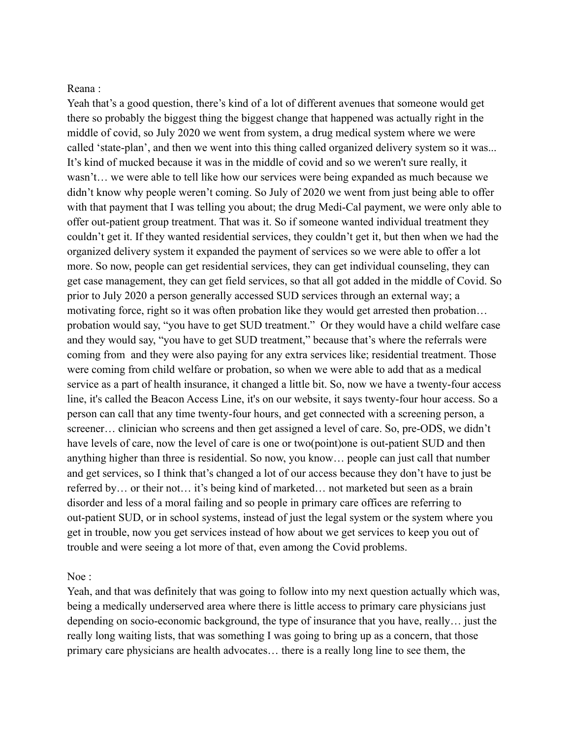Reana :

Yeah that's a good question, there's kind of a lot of different avenues that someone would get there so probably the biggest thing the biggest change that happened was actually right in the middle of covid, so July 2020 we went from system, a drug medical system where we were called 'state-plan', and then we went into this thing called organized delivery system so it was... It's kind of mucked because it was in the middle of covid and so we weren't sure really, it wasn't… we were able to tell like how our services were being expanded as much because we didn't know why people weren't coming. So July of 2020 we went from just being able to offer with that payment that I was telling you about; the drug Medi-Cal payment, we were only able to offer out-patient group treatment. That was it. So if someone wanted individual treatment they couldn't get it. If they wanted residential services, they couldn't get it, but then when we had the organized delivery system it expanded the payment of services so we were able to offer a lot more. So now, people can get residential services, they can get individual counseling, they can get case management, they can get field services, so that all got added in the middle of Covid. So prior to July 2020 a person generally accessed SUD services through an external way; a motivating force, right so it was often probation like they would get arrested then probation… probation would say, "you have to get SUD treatment." Or they would have a child welfare case and they would say, "you have to get SUD treatment," because that's where the referrals were coming from and they were also paying for any extra services like; residential treatment. Those were coming from child welfare or probation, so when we were able to add that as a medical service as a part of health insurance, it changed a little bit. So, now we have a twenty-four access line, it's called the Beacon Access Line, it's on our website, it says twenty-four hour access. So a person can call that any time twenty-four hours, and get connected with a screening person, a screener… clinician who screens and then get assigned a level of care. So, pre-ODS, we didn't have levels of care, now the level of care is one or two(point)one is out-patient SUD and then anything higher than three is residential. So now, you know… people can just call that number and get services, so I think that's changed a lot of our access because they don't have to just be referred by… or their not… it's being kind of marketed… not marketed but seen as a brain disorder and less of a moral failing and so people in primary care offices are referring to out-patient SUD, or in school systems, instead of just the legal system or the system where you get in trouble, now you get services instead of how about we get services to keep you out of trouble and were seeing a lot more of that, even among the Covid problems.

Noe :

Yeah, and that was definitely that was going to follow into my next question actually which was, being a medically underserved area where there is little access to primary care physicians just depending on socio-economic background, the type of insurance that you have, really… just the really long waiting lists, that was something I was going to bring up as a concern, that those primary care physicians are health advocates… there is a really long line to see them, the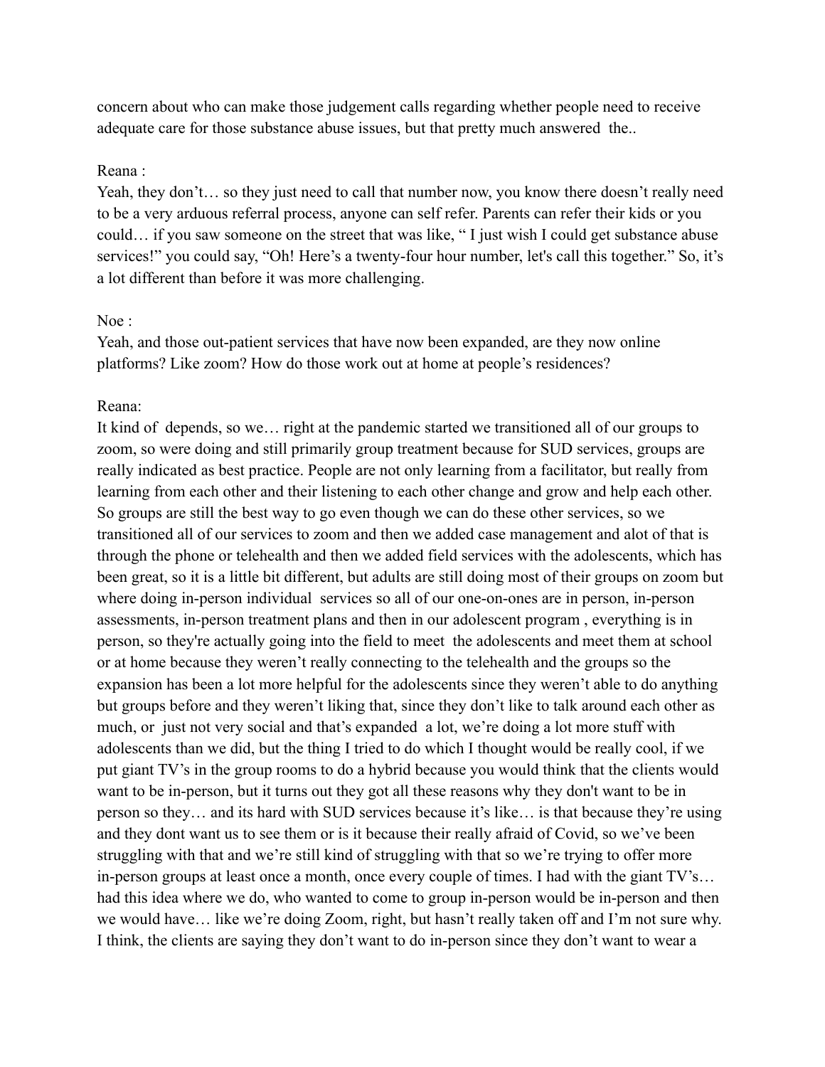concern about who can make those judgement calls regarding whether people need to receive adequate care for those substance abuse issues, but that pretty much answered the..

Reana :
Yeah, they don't… so they just need to call that number now, you know there doesn't really need to be a very arduous referral process, anyone can self refer. Parents can refer their kids or you could… if you saw someone on the street that was like, " I just wish I could get substance abuse services!" you could say, "Oh! Here's a twenty-four hour number, let's call this together." So, it's a lot different than before it was more challenging.

Noe :
Yeah, and those out-patient services that have now been expanded, are they now online platforms? Like zoom? How do those work out at home at people's residences?

Reana:
It kind of depends, so we… right at the pandemic started we transitioned all of our groups to zoom, so were doing and still primarily group treatment because for SUD services, groups are really indicated as best practice. People are not only learning from a facilitator, but really from learning from each other and their listening to each other change and grow and help each other. So groups are still the best way to go even though we can do these other services, so we transitioned all of our services to zoom and then we added case management and alot of that is through the phone or telehealth and then we added field services with the adolescents, which has been great, so it is a little bit different, but adults are still doing most of their groups on zoom but where doing in-person individual services so all of our one-on-ones are in person, in-person assessments, in-person treatment plans and then in our adolescent program , everything is in person, so they're actually going into the field to meet the adolescents and meet them at school or at home because they weren't really connecting to the telehealth and the groups so the expansion has been a lot more helpful for the adolescents since they weren't able to do anything but groups before and they weren't liking that, since they don't like to talk around each other as much, or just not very social and that's expanded a lot, we're doing a lot more stuff with adolescents than we did, but the thing I tried to do which I thought would be really cool, if we put giant TV's in the group rooms to do a hybrid because you would think that the clients would want to be in-person, but it turns out they got all these reasons why they don't want to be in person so they… and its hard with SUD services because it's like… is that because they're using and they dont want us to see them or is it because their really afraid of Covid, so we've been struggling with that and we're still kind of struggling with that so we're trying to offer more in-person groups at least once a month, once every couple of times. I had with the giant TV's… had this idea where we do, who wanted to come to group in-person would be in-person and then we would have… like we're doing Zoom, right, but hasn't really taken off and I'm not sure why. I think, the clients are saying they don't want to do in-person since they don't want to wear a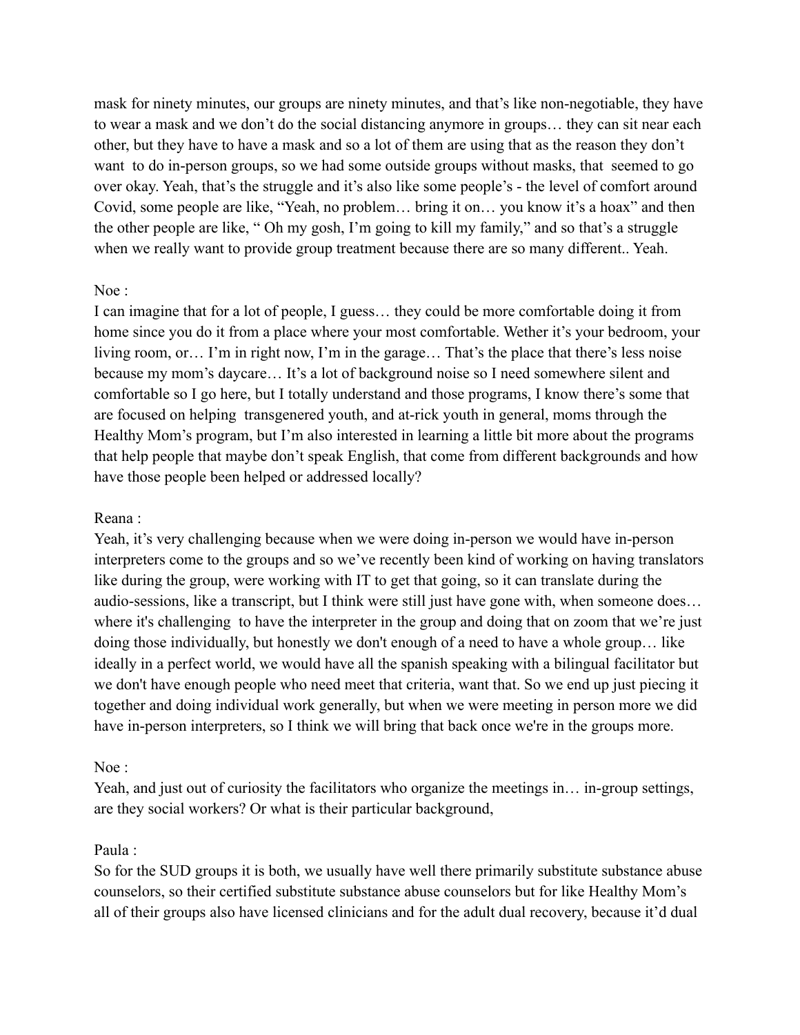mask for ninety minutes, our groups are ninety minutes, and that's like non-negotiable, they have to wear a mask and we don't do the social distancing anymore in groups… they can sit near each other, but they have to have a mask and so a lot of them are using that as the reason they don't want to do in-person groups, so we had some outside groups without masks, that seemed to go over okay. Yeah, that's the struggle and it's also like some people's - the level of comfort around Covid, some people are like, "Yeah, no problem… bring it on… you know it's a hoax" and then the other people are like, " Oh my gosh, I'm going to kill my family," and so that's a struggle when we really want to provide group treatment because there are so many different.. Yeah.

Noe :

I can imagine that for a lot of people, I guess… they could be more comfortable doing it from home since you do it from a place where your most comfortable. Wether it's your bedroom, your living room, or… I'm in right now, I'm in the garage… That's the place that there's less noise because my mom's daycare… It's a lot of background noise so I need somewhere silent and comfortable so I go here, but I totally understand and those programs, I know there's some that are focused on helping transgenered youth, and at-rick youth in general, moms through the Healthy Mom's program, but I'm also interested in learning a little bit more about the programs that help people that maybe don't speak English, that come from different backgrounds and how have those people been helped or addressed locally?

Reana :

Yeah, it's very challenging because when we were doing in-person we would have in-person interpreters come to the groups and so we've recently been kind of working on having translators like during the group, were working with IT to get that going, so it can translate during the audio-sessions, like a transcript, but I think were still just have gone with, when someone does… where it's challenging to have the interpreter in the group and doing that on zoom that we're just doing those individually, but honestly we don't enough of a need to have a whole group… like ideally in a perfect world, we would have all the spanish speaking with a bilingual facilitator but we don't have enough people who need meet that criteria, want that. So we end up just piecing it together and doing individual work generally, but when we were meeting in person more we did have in-person interpreters, so I think we will bring that back once we're in the groups more.

Noe :

Yeah, and just out of curiosity the facilitators who organize the meetings in… in-group settings, are they social workers? Or what is their particular background,

Paula :

So for the SUD groups it is both, we usually have well there primarily substitute substance abuse counselors, so their certified substitute substance abuse counselors but for like Healthy Mom's all of their groups also have licensed clinicians and for the adult dual recovery, because it'd dual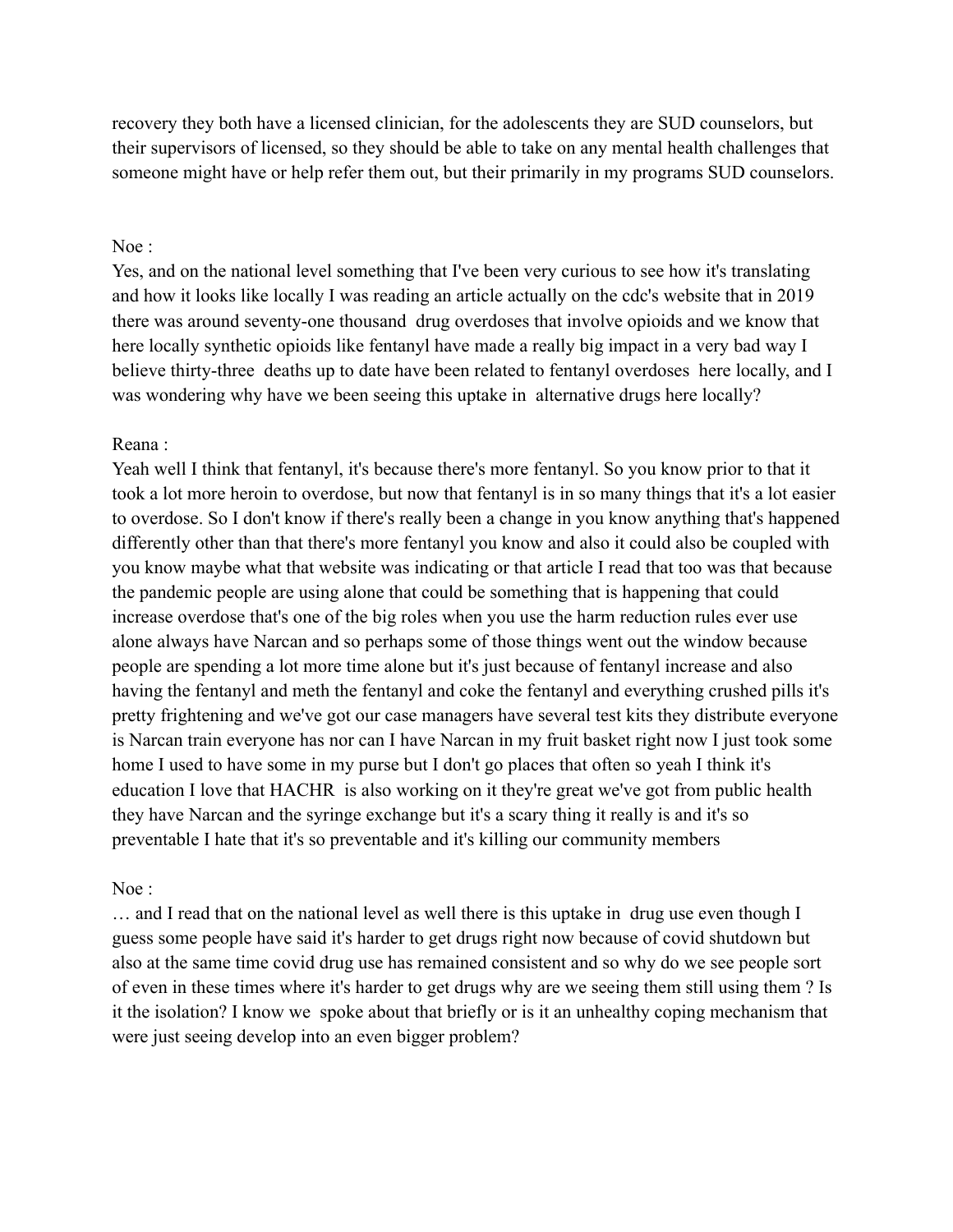recovery they both have a licensed clinician, for the adolescents they are SUD counselors, but their supervisors of licensed, so they should be able to take on any mental health challenges that someone might have or help refer them out, but their primarily in my programs SUD counselors.

Noe :
Yes, and on the national level something that I've been very curious to see how it's translating and how it looks like locally I was reading an article actually on the cdc's website that in 2019 there was around seventy-one thousand drug overdoses that involve opioids and we know that here locally synthetic opioids like fentanyl have made a really big impact in a very bad way I believe thirty-three deaths up to date have been related to fentanyl overdoses here locally, and I was wondering why have we been seeing this uptake in alternative drugs here locally?

Reana :
Yeah well I think that fentanyl, it's because there's more fentanyl. So you know prior to that it took a lot more heroin to overdose, but now that fentanyl is in so many things that it's a lot easier to overdose. So I don't know if there's really been a change in you know anything that's happened differently other than that there's more fentanyl you know and also it could also be coupled with you know maybe what that website was indicating or that article I read that too was that because the pandemic people are using alone that could be something that is happening that could increase overdose that's one of the big roles when you use the harm reduction rules ever use alone always have Narcan and so perhaps some of those things went out the window because people are spending a lot more time alone but it's just because of fentanyl increase and also having the fentanyl and meth the fentanyl and coke the fentanyl and everything crushed pills it's pretty frightening and we've got our case managers have several test kits they distribute everyone is Narcan train everyone has nor can I have Narcan in my fruit basket right now I just took some home I used to have some in my purse but I don't go places that often so yeah I think it's education I love that HACHR is also working on it they're great we've got from public health they have Narcan and the syringe exchange but it's a scary thing it really is and it's so preventable I hate that it's so preventable and it's killing our community members

Noe :
… and I read that on the national level as well there is this uptake in drug use even though I guess some people have said it's harder to get drugs right now because of covid shutdown but also at the same time covid drug use has remained consistent and so why do we see people sort of even in these times where it's harder to get drugs why are we seeing them still using them ? Is it the isolation? I know we spoke about that briefly or is it an unhealthy coping mechanism that were just seeing develop into an even bigger problem?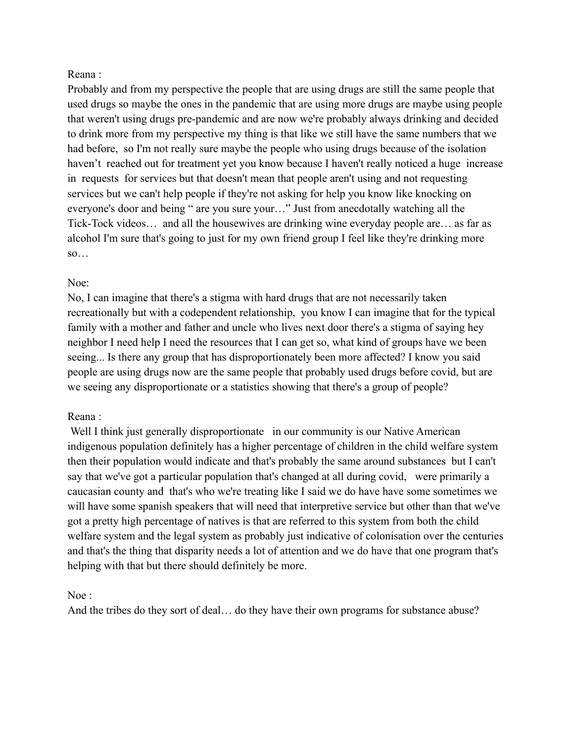Reana :
Probably and from my perspective the people that are using drugs are still the same people that used drugs so maybe the ones in the pandemic that are using more drugs are maybe using people that weren't using drugs pre-pandemic and are now we're probably always drinking and decided to drink more from my perspective my thing is that like we still have the same numbers that we had before, so I'm not really sure maybe the people who using drugs because of the isolation haven't reached out for treatment yet you know because I haven't really noticed a huge increase in requests for services but that doesn't mean that people aren't using and not requesting services but we can't help people if they're not asking for help you know like knocking on everyone's door and being " are you sure your…" Just from anecdotally watching all the Tick-Tock videos… and all the housewives are drinking wine everyday people are… as far as alcohol I'm sure that's going to just for my own friend group I feel like they're drinking more so…

Noe:
No, I can imagine that there's a stigma with hard drugs that are not necessarily taken recreationally but with a codependent relationship, you know I can imagine that for the typical family with a mother and father and uncle who lives next door there's a stigma of saying hey neighbor I need help I need the resources that I can get so, what kind of groups have we been seeing... Is there any group that has disproportionately been more affected? I know you said people are using drugs now are the same people that probably used drugs before covid, but are we seeing any disproportionate or a statistics showing that there's a group of people?

Reana :
Well I think just generally disproportionate in our community is our Native American indigenous population definitely has a higher percentage of children in the child welfare system then their population would indicate and that's probably the same around substances but I can't say that we've got a particular population that's changed at all during covid, were primarily a caucasian county and that's who we're treating like I said we do have have some sometimes we will have some spanish speakers that will need that interpretive service but other than that we've got a pretty high percentage of natives is that are referred to this system from both the child welfare system and the legal system as probably just indicative of colonisation over the centuries and that's the thing that disparity needs a lot of attention and we do have that one program that's helping with that but there should definitely be more.

Noe :
And the tribes do they sort of deal… do they have their own programs for substance abuse?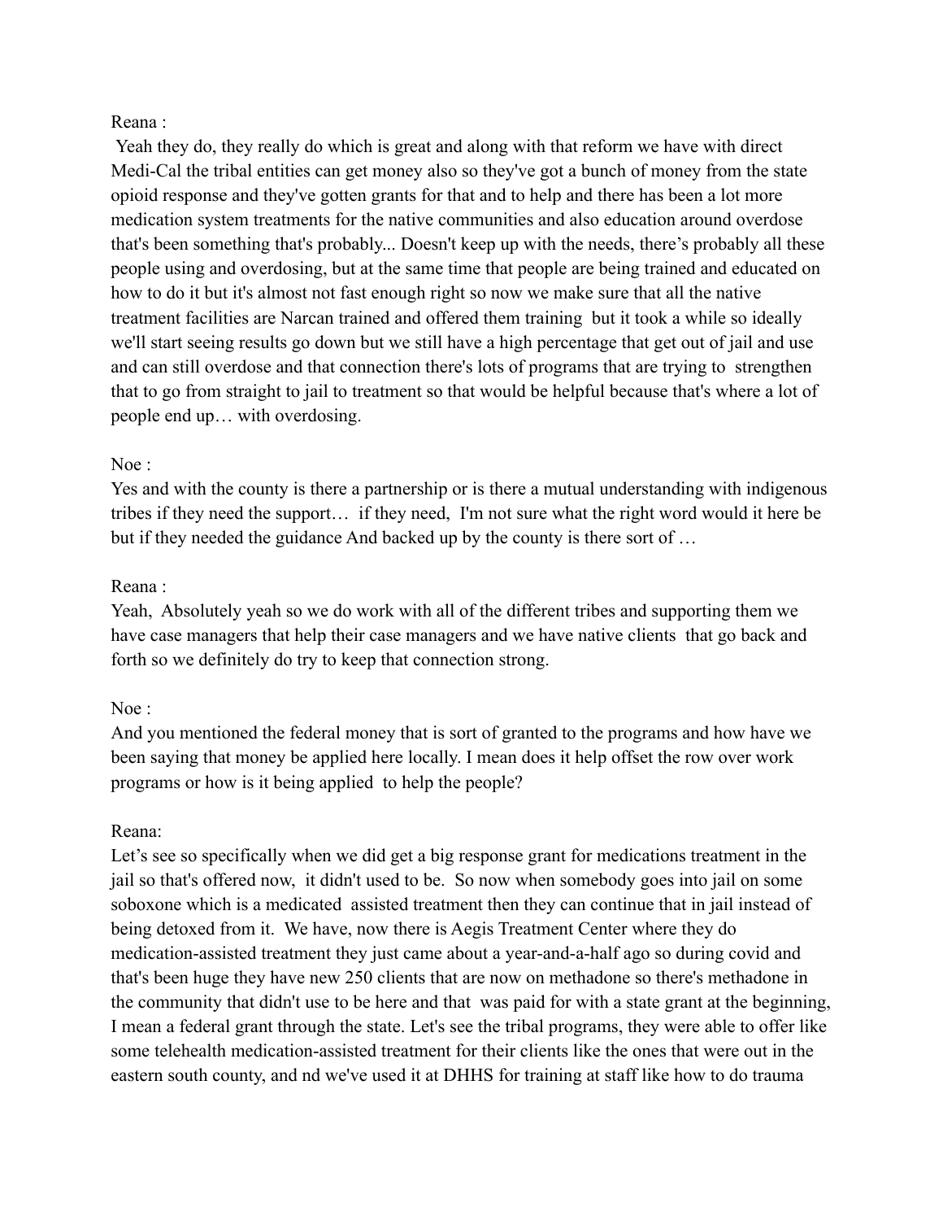Reana :
 Yeah they do, they really do which is great and along with that reform we have with direct Medi-Cal the tribal entities can get money also so they've got a bunch of money from the state opioid response and they've gotten grants for that and to help and there has been a lot more medication system treatments for the native communities and also education around overdose that's been something that's probably... Doesn't keep up with the needs, there's probably all these people using and overdosing, but at the same time that people are being trained and educated on how to do it but it's almost not fast enough right so now we make sure that all the native treatment facilities are Narcan trained and offered them training  but it took a while so ideally we'll start seeing results go down but we still have a high percentage that get out of jail and use and can still overdose and that connection there's lots of programs that are trying to  strengthen that to go from straight to jail to treatment so that would be helpful because that's where a lot of people end up… with overdosing.

Noe :
Yes and with the county is there a partnership or is there a mutual understanding with indigenous tribes if they need the support…  if they need,  I'm not sure what the right word would it here be but if they needed the guidance And backed up by the county is there sort of …

Reana :
Yeah,  Absolutely yeah so we do work with all of the different tribes and supporting them we have case managers that help their case managers and we have native clients  that go back and forth so we definitely do try to keep that connection strong.

Noe :
And you mentioned the federal money that is sort of granted to the programs and how have we been saying that money be applied here locally. I mean does it help offset the row over work programs or how is it being applied  to help the people?

Reana:
Let's see so specifically when we did get a big response grant for medications treatment in the jail so that's offered now,  it didn't used to be.  So now when somebody goes into jail on some soboxone which is a medicated  assisted treatment then they can continue that in jail instead of being detoxed from it.  We have, now there is Aegis Treatment Center where they do medication-assisted treatment they just came about a year-and-a-half ago so during covid and that's been huge they have new 250 clients that are now on methadone so there's methadone in the community that didn't use to be here and that  was paid for with a state grant at the beginning, I mean a federal grant through the state. Let's see the tribal programs, they were able to offer like some telehealth medication-assisted treatment for their clients like the ones that were out in the eastern south county, and nd we've used it at DHHS for training at staff like how to do trauma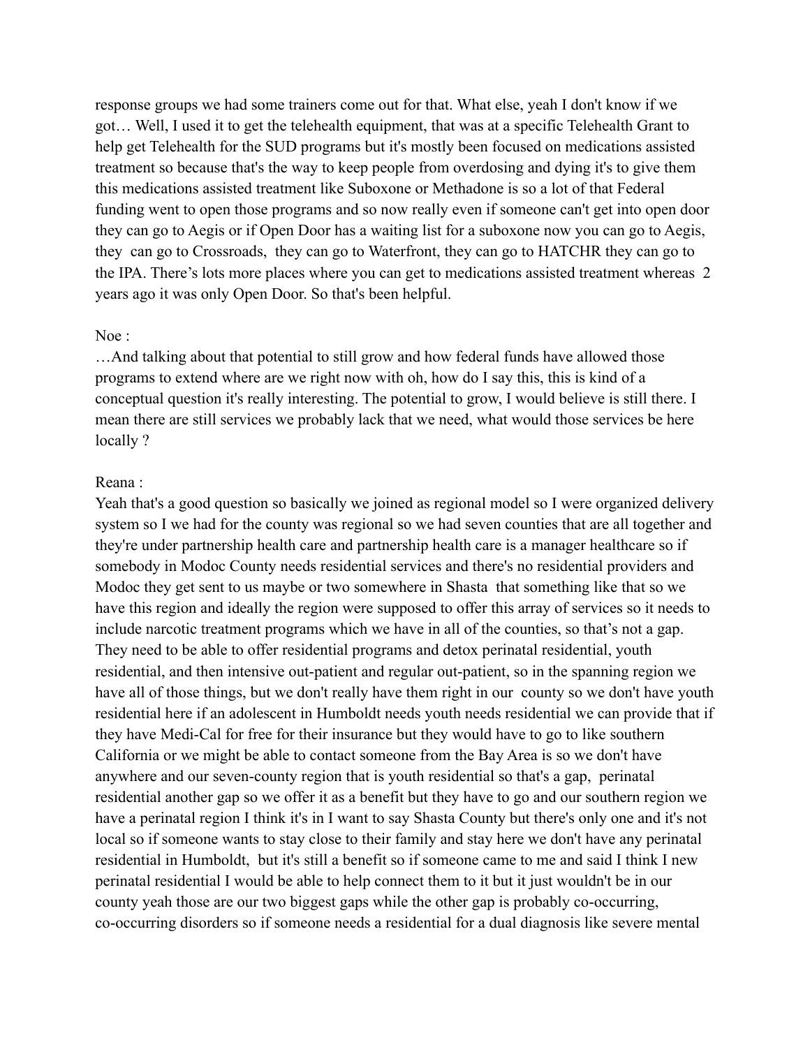response groups we had some trainers come out for that. What else, yeah I don't know if we got… Well, I used it to get the telehealth equipment, that was at a specific Telehealth Grant to help get Telehealth for the SUD programs but it's mostly been focused on medications assisted treatment so because that's the way to keep people from overdosing and dying it's to give them this medications assisted treatment like Suboxone or Methadone is so a lot of that Federal funding went to open those programs and so now really even if someone can't get into open door they can go to Aegis or if Open Door has a waiting list for a suboxone now you can go to Aegis, they can go to Crossroads, they can go to Waterfront, they can go to HATCHR they can go to the IPA. There's lots more places where you can get to medications assisted treatment whereas 2 years ago it was only Open Door. So that's been helpful.

Noe :

…And talking about that potential to still grow and how federal funds have allowed those programs to extend where are we right now with oh, how do I say this, this is kind of a conceptual question it's really interesting. The potential to grow, I would believe is still there. I mean there are still services we probably lack that we need, what would those services be here locally ?

Reana :

Yeah that's a good question so basically we joined as regional model so I were organized delivery system so I we had for the county was regional so we had seven counties that are all together and they're under partnership health care and partnership health care is a manager healthcare so if somebody in Modoc County needs residential services and there's no residential providers and Modoc they get sent to us maybe or two somewhere in Shasta that something like that so we have this region and ideally the region were supposed to offer this array of services so it needs to include narcotic treatment programs which we have in all of the counties, so that's not a gap. They need to be able to offer residential programs and detox perinatal residential, youth residential, and then intensive out-patient and regular out-patient, so in the spanning region we have all of those things, but we don't really have them right in our county so we don't have youth residential here if an adolescent in Humboldt needs youth needs residential we can provide that if they have Medi-Cal for free for their insurance but they would have to go to like southern California or we might be able to contact someone from the Bay Area is so we don't have anywhere and our seven-county region that is youth residential so that's a gap, perinatal residential another gap so we offer it as a benefit but they have to go and our southern region we have a perinatal region I think it's in I want to say Shasta County but there's only one and it's not local so if someone wants to stay close to their family and stay here we don't have any perinatal residential in Humboldt, but it's still a benefit so if someone came to me and said I think I new perinatal residential I would be able to help connect them to it but it just wouldn't be in our county yeah those are our two biggest gaps while the other gap is probably co-occurring, co-occurring disorders so if someone needs a residential for a dual diagnosis like severe mental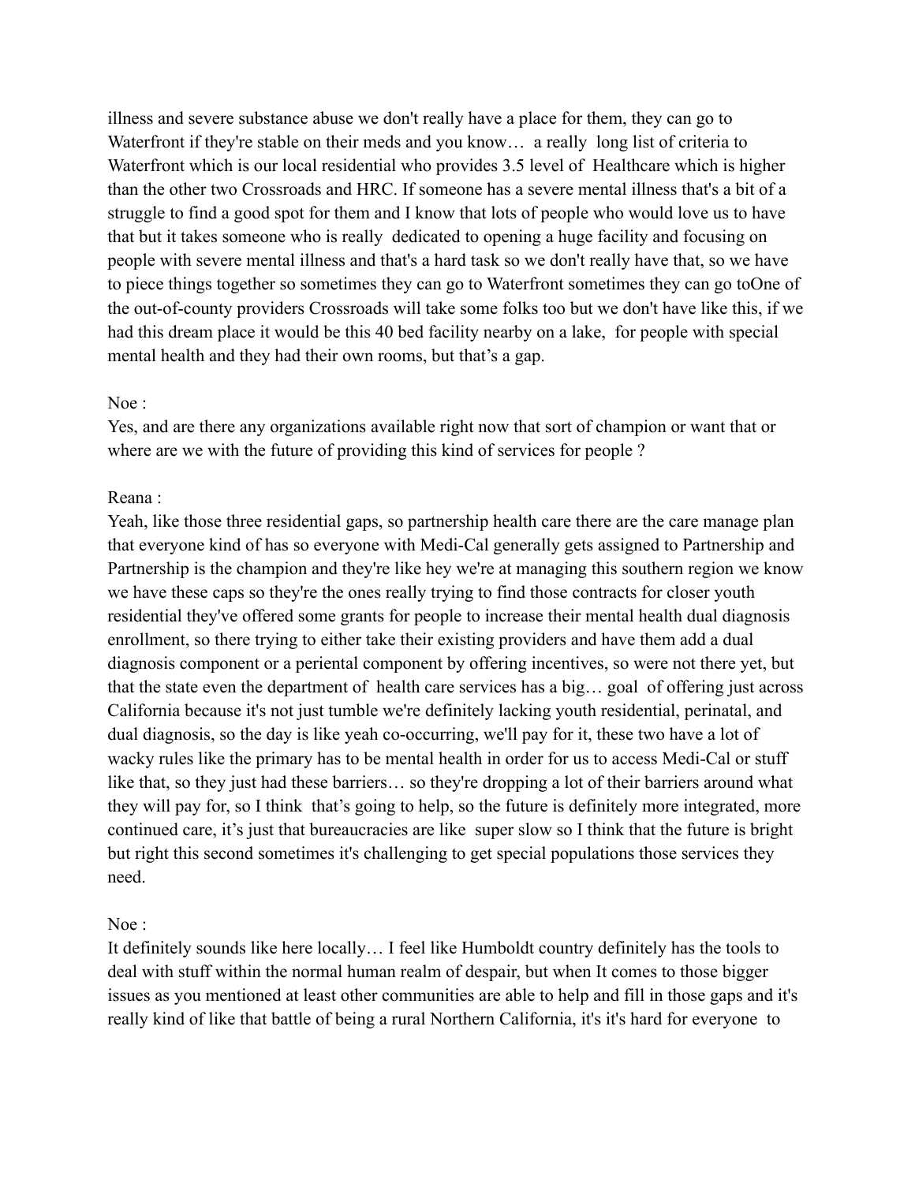illness and severe substance abuse we don't really have a place for them, they can go to Waterfront if they're stable on their meds and you know… a really long list of criteria to Waterfront which is our local residential who provides 3.5 level of Healthcare which is higher than the other two Crossroads and HRC. If someone has a severe mental illness that's a bit of a struggle to find a good spot for them and I know that lots of people who would love us to have that but it takes someone who is really dedicated to opening a huge facility and focusing on people with severe mental illness and that's a hard task so we don't really have that, so we have to piece things together so sometimes they can go to Waterfront sometimes they can go toOne of the out-of-county providers Crossroads will take some folks too but we don't have like this, if we had this dream place it would be this 40 bed facility nearby on a lake, for people with special mental health and they had their own rooms, but that's a gap.

Noe :
Yes, and are there any organizations available right now that sort of champion or want that or where are we with the future of providing this kind of services for people ?

Reana :
Yeah, like those three residential gaps, so partnership health care there are the care manage plan that everyone kind of has so everyone with Medi-Cal generally gets assigned to Partnership and Partnership is the champion and they're like hey we're at managing this southern region we know we have these caps so they're the ones really trying to find those contracts for closer youth residential they've offered some grants for people to increase their mental health dual diagnosis enrollment, so there trying to either take their existing providers and have them add a dual diagnosis component or a periental component by offering incentives, so were not there yet, but that the state even the department of health care services has a big… goal of offering just across California because it's not just tumble we're definitely lacking youth residential, perinatal, and dual diagnosis, so the day is like yeah co-occurring, we'll pay for it, these two have a lot of wacky rules like the primary has to be mental health in order for us to access Medi-Cal or stuff like that, so they just had these barriers… so they're dropping a lot of their barriers around what they will pay for, so I think that's going to help, so the future is definitely more integrated, more continued care, it's just that bureaucracies are like super slow so I think that the future is bright but right this second sometimes it's challenging to get special populations those services they need.

Noe :
It definitely sounds like here locally… I feel like Humboldt country definitely has the tools to deal with stuff within the normal human realm of despair, but when It comes to those bigger issues as you mentioned at least other communities are able to help and fill in those gaps and it's really kind of like that battle of being a rural Northern California, it's it's hard for everyone to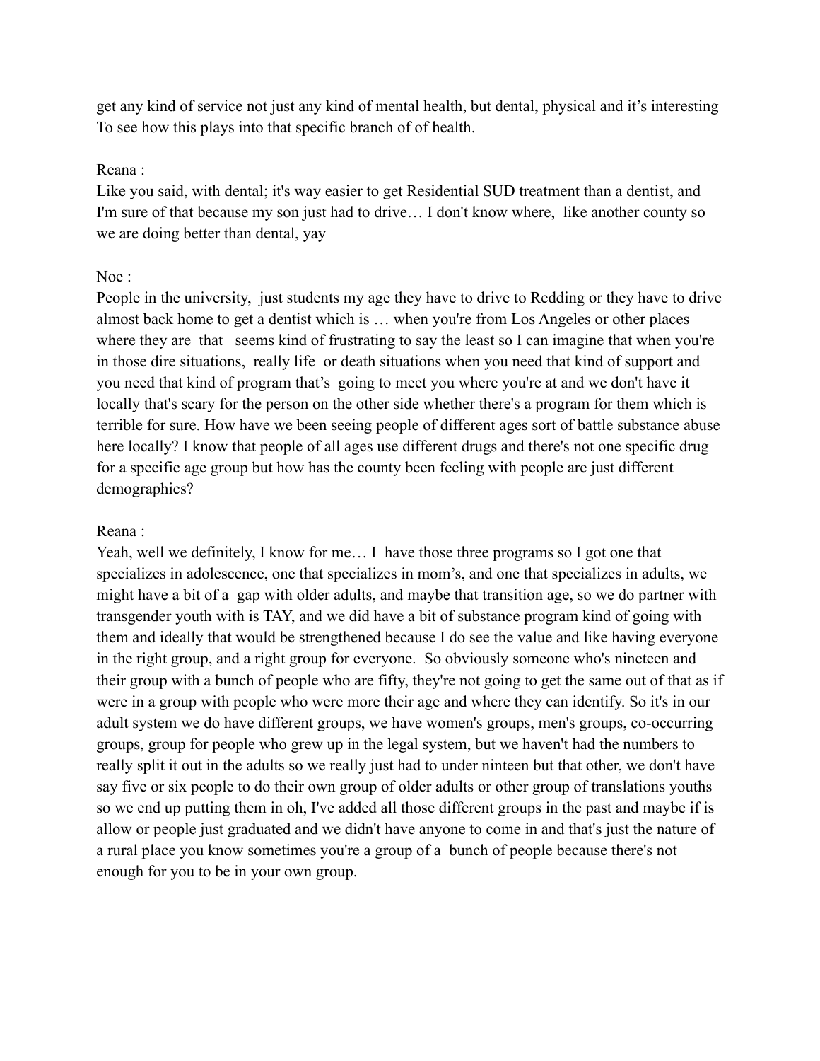get any kind of service not just any kind of mental health, but dental, physical and it's interesting To see how this plays into that specific branch of of health.

Reana :
Like you said, with dental; it's way easier to get Residential SUD treatment than a dentist, and I'm sure of that because my son just had to drive… I don't know where, like another county so we are doing better than dental, yay

Noe :
People in the university, just students my age they have to drive to Redding or they have to drive almost back home to get a dentist which is … when you're from Los Angeles or other places where they are that seems kind of frustrating to say the least so I can imagine that when you're in those dire situations, really life or death situations when you need that kind of support and you need that kind of program that's going to meet you where you're at and we don't have it locally that's scary for the person on the other side whether there's a program for them which is terrible for sure. How have we been seeing people of different ages sort of battle substance abuse here locally? I know that people of all ages use different drugs and there's not one specific drug for a specific age group but how has the county been feeling with people are just different demographics?

Reana :
Yeah, well we definitely, I know for me… I have those three programs so I got one that specializes in adolescence, one that specializes in mom's, and one that specializes in adults, we might have a bit of a gap with older adults, and maybe that transition age, so we do partner with transgender youth with is TAY, and we did have a bit of substance program kind of going with them and ideally that would be strengthened because I do see the value and like having everyone in the right group, and a right group for everyone. So obviously someone who's nineteen and their group with a bunch of people who are fifty, they're not going to get the same out of that as if were in a group with people who were more their age and where they can identify. So it's in our adult system we do have different groups, we have women's groups, men's groups, co-occurring groups, group for people who grew up in the legal system, but we haven't had the numbers to really split it out in the adults so we really just had to under ninteen but that other, we don't have say five or six people to do their own group of older adults or other group of translations youths so we end up putting them in oh, I've added all those different groups in the past and maybe if is allow or people just graduated and we didn't have anyone to come in and that's just the nature of a rural place you know sometimes you're a group of a bunch of people because there's not enough for you to be in your own group.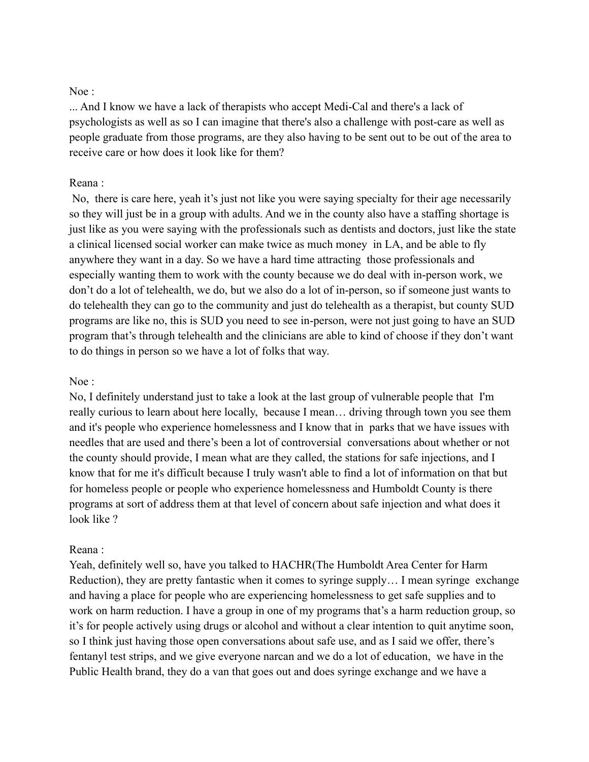Noe :

... And I know we have a lack of therapists who accept Medi-Cal and there's a lack of psychologists as well as so I can imagine that there's also a challenge with post-care as well as people graduate from those programs, are they also having to be sent out to be out of the area to receive care or how does it look like for them?

Reana :

No, there is care here, yeah it's just not like you were saying specialty for their age necessarily so they will just be in a group with adults. And we in the county also have a staffing shortage is just like as you were saying with the professionals such as dentists and doctors, just like the state a clinical licensed social worker can make twice as much money in LA, and be able to fly anywhere they want in a day. So we have a hard time attracting those professionals and especially wanting them to work with the county because we do deal with in-person work, we don't do a lot of telehealth, we do, but we also do a lot of in-person, so if someone just wants to do telehealth they can go to the community and just do telehealth as a therapist, but county SUD programs are like no, this is SUD you need to see in-person, were not just going to have an SUD program that's through telehealth and the clinicians are able to kind of choose if they don't want to do things in person so we have a lot of folks that way.

Noe :

No, I definitely understand just to take a look at the last group of vulnerable people that I'm really curious to learn about here locally, because I mean… driving through town you see them and it's people who experience homelessness and I know that in parks that we have issues with needles that are used and there's been a lot of controversial conversations about whether or not the county should provide, I mean what are they called, the stations for safe injections, and I know that for me it's difficult because I truly wasn't able to find a lot of information on that but for homeless people or people who experience homelessness and Humboldt County is there programs at sort of address them at that level of concern about safe injection and what does it look like ?

Reana :

Yeah, definitely well so, have you talked to HACHR(The Humboldt Area Center for Harm Reduction), they are pretty fantastic when it comes to syringe supply… I mean syringe exchange and having a place for people who are experiencing homelessness to get safe supplies and to work on harm reduction. I have a group in one of my programs that's a harm reduction group, so it's for people actively using drugs or alcohol and without a clear intention to quit anytime soon, so I think just having those open conversations about safe use, and as I said we offer, there's fentanyl test strips, and we give everyone narcan and we do a lot of education, we have in the Public Health brand, they do a van that goes out and does syringe exchange and we have a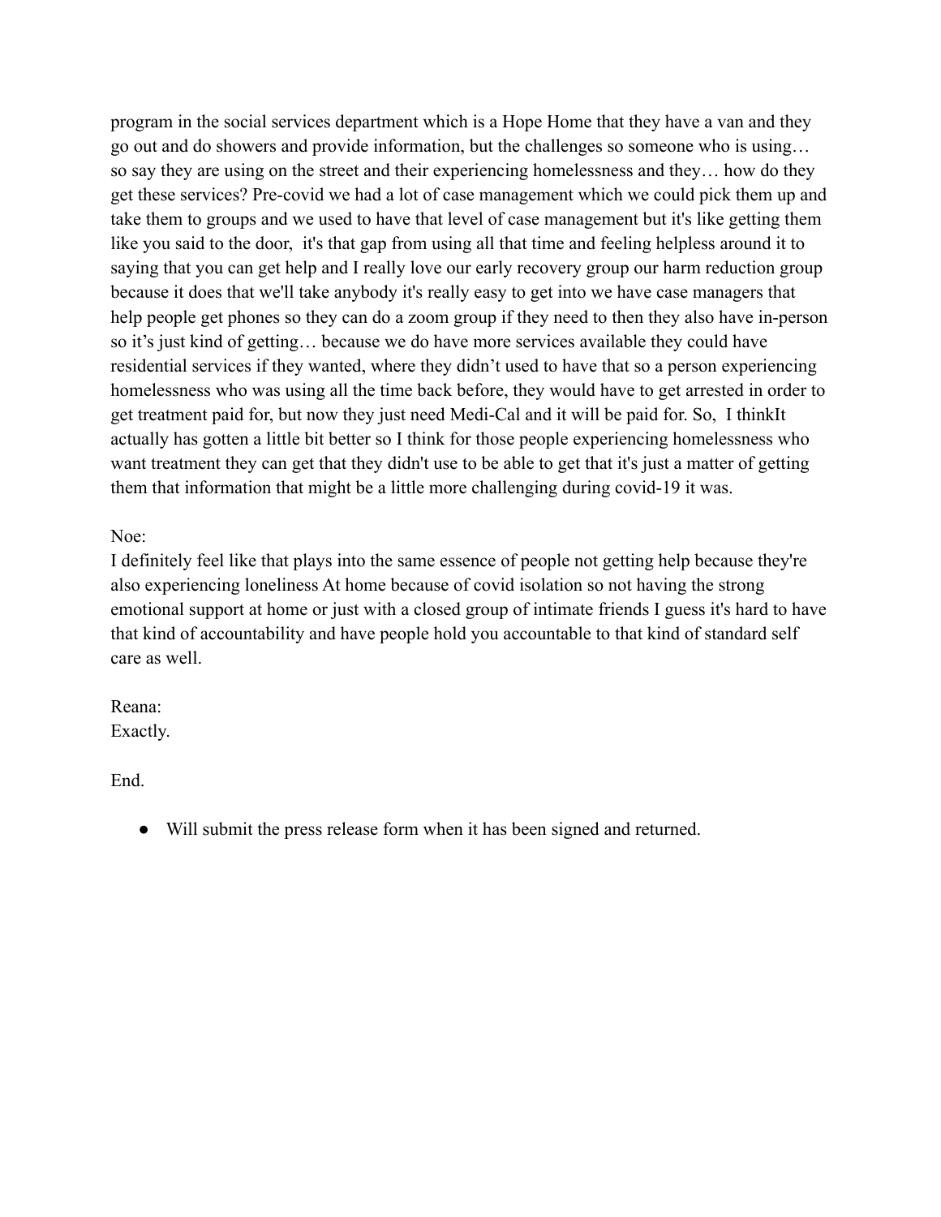program in the social services department which is a Hope Home that they have a van and they go out and do showers and provide information, but the challenges so someone who is using… so say they are using on the street and their experiencing homelessness and they… how do they get these services? Pre-covid we had a lot of case management which we could pick them up and take them to groups and we used to have that level of case management but it's like getting them like you said to the door, it's that gap from using all that time and feeling helpless around it to saying that you can get help and I really love our early recovery group our harm reduction group because it does that we'll take anybody it's really easy to get into we have case managers that help people get phones so they can do a zoom group if they need to then they also have in-person so it's just kind of getting… because we do have more services available they could have residential services if they wanted, where they didn't used to have that so a person experiencing homelessness who was using all the time back before, they would have to get arrested in order to get treatment paid for, but now they just need Medi-Cal and it will be paid for. So, I thinkIt actually has gotten a little bit better so I think for those people experiencing homelessness who want treatment they can get that they didn't use to be able to get that it's just a matter of getting them that information that might be a little more challenging during covid-19 it was.

Noe:
I definitely feel like that plays into the same essence of people not getting help because they're also experiencing loneliness At home because of covid isolation so not having the strong emotional support at home or just with a closed group of intimate friends I guess it's hard to have that kind of accountability and have people hold you accountable to that kind of standard self care as well.

Reana:
Exactly.

End.

- Will submit the press release form when it has been signed and returned.